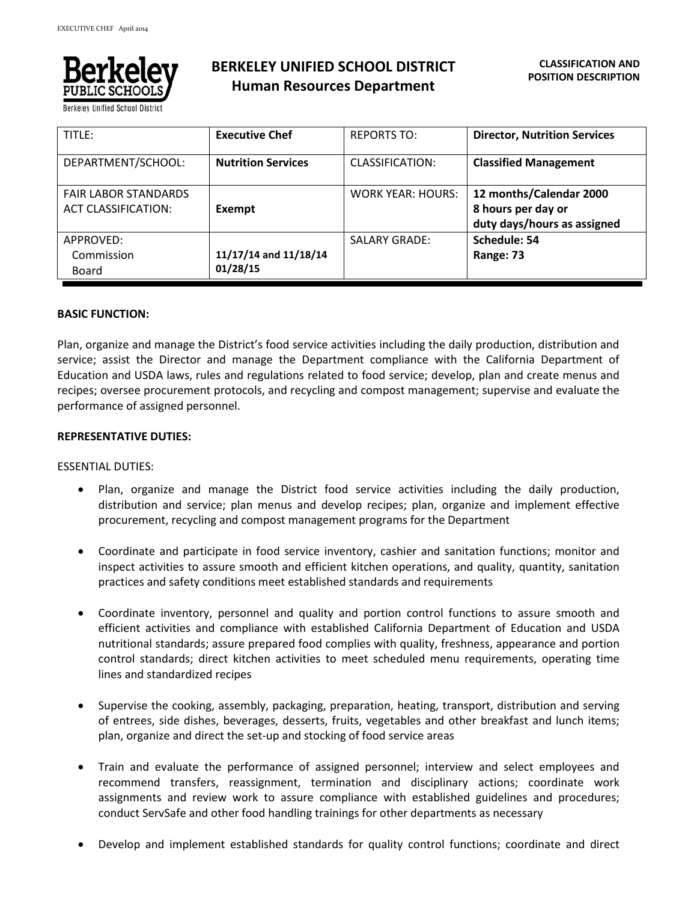# BERKELEY UNIFIED SCHOOL DISTRICT
## Human Resources Department

**CLASSIFICATION AND POSITION DESCRIPTION**

| TITLE: | **Executive Chef** | REPORTS TO: | **Director, Nutrition Services** |
|---|---|---|---|
| DEPARTMENT/SCHOOL: | **Nutrition Services** | CLASSIFICATION: | **Classified Management** |
| FAIR LABOR STANDARDS ACT CLASSIFICATION: | **Exempt** | WORK YEAR: HOURS: | **12 months/Calendar 2000 8 hours per day or duty days/hours as assigned** |
| APPROVED: Commission Board | **11/17/14 and 11/18/14 01/28/15** | SALARY GRADE: | **Schedule: 54 Range: 73** |

**BASIC FUNCTION:**

Plan, organize and manage the District's food service activities including the daily production, distribution and service; assist the Director and manage the Department compliance with the California Department of Education and USDA laws, rules and regulations related to food service; develop, plan and create menus and recipes; oversee procurement protocols, and recycling and compost management; supervise and evaluate the performance of assigned personnel.

**REPRESENTATIVE DUTIES:**

ESSENTIAL DUTIES:

- Plan, organize and manage the District food service activities including the daily production, distribution and service; plan menus and develop recipes; plan, organize and implement effective procurement, recycling and compost management programs for the Department

- Coordinate and participate in food service inventory, cashier and sanitation functions; monitor and inspect activities to assure smooth and efficient kitchen operations, and quality, quantity, sanitation practices and safety conditions meet established standards and requirements

- Coordinate inventory, personnel and quality and portion control functions to assure smooth and efficient activities and compliance with established California Department of Education and USDA nutritional standards; assure prepared food complies with quality, freshness, appearance and portion control standards; direct kitchen activities to meet scheduled menu requirements, operating time lines and standardized recipes

- Supervise the cooking, assembly, packaging, preparation, heating, transport, distribution and serving of entrees, side dishes, beverages, desserts, fruits, vegetables and other breakfast and lunch items; plan, organize and direct the set-up and stocking of food service areas

- Train and evaluate the performance of assigned personnel; interview and select employees and recommend transfers, reassignment, termination and disciplinary actions; coordinate work assignments and review work to assure compliance with established guidelines and procedures; conduct ServSafe and other food handling trainings for other departments as necessary

- Develop and implement established standards for quality control functions; coordinate and direct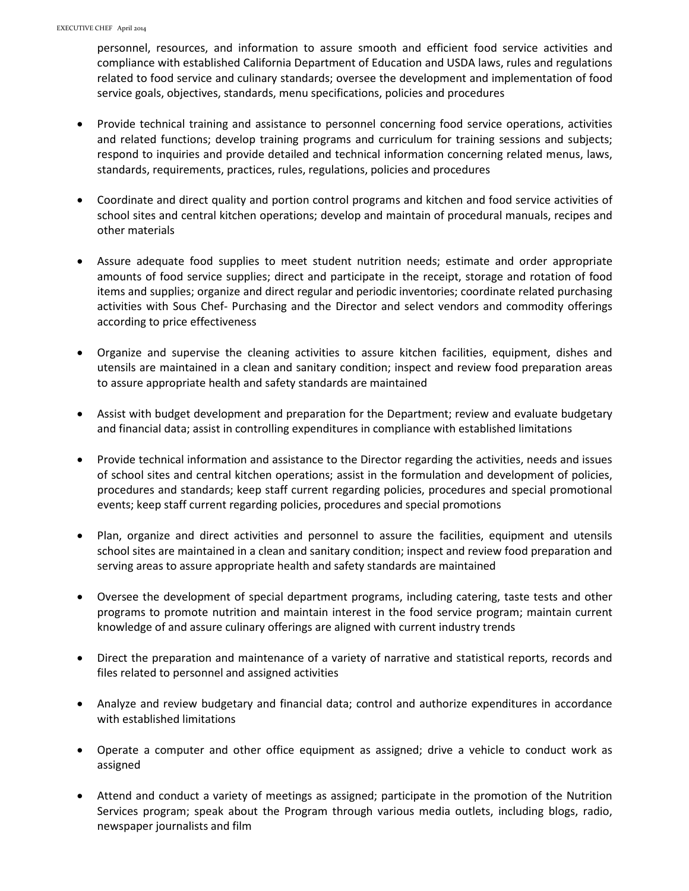personnel, resources, and information to assure smooth and efficient food service activities and compliance with established California Department of Education and USDA laws, rules and regulations related to food service and culinary standards; oversee the development and implementation of food service goals, objectives, standards, menu specifications, policies and procedures

- Provide technical training and assistance to personnel concerning food service operations, activities and related functions; develop training programs and curriculum for training sessions and subjects; respond to inquiries and provide detailed and technical information concerning related menus, laws, standards, requirements, practices, rules, regulations, policies and procedures

- Coordinate and direct quality and portion control programs and kitchen and food service activities of school sites and central kitchen operations; develop and maintain of procedural manuals, recipes and other materials

- Assure adequate food supplies to meet student nutrition needs; estimate and order appropriate amounts of food service supplies; direct and participate in the receipt, storage and rotation of food items and supplies; organize and direct regular and periodic inventories; coordinate related purchasing activities with Sous Chef- Purchasing and the Director and select vendors and commodity offerings according to price effectiveness

- Organize and supervise the cleaning activities to assure kitchen facilities, equipment, dishes and utensils are maintained in a clean and sanitary condition; inspect and review food preparation areas to assure appropriate health and safety standards are maintained

- Assist with budget development and preparation for the Department; review and evaluate budgetary and financial data; assist in controlling expenditures in compliance with established limitations

- Provide technical information and assistance to the Director regarding the activities, needs and issues of school sites and central kitchen operations; assist in the formulation and development of policies, procedures and standards; keep staff current regarding policies, procedures and special promotional events; keep staff current regarding policies, procedures and special promotions

- Plan, organize and direct activities and personnel to assure the facilities, equipment and utensils school sites are maintained in a clean and sanitary condition; inspect and review food preparation and serving areas to assure appropriate health and safety standards are maintained

- Oversee the development of special department programs, including catering, taste tests and other programs to promote nutrition and maintain interest in the food service program; maintain current knowledge of and assure culinary offerings are aligned with current industry trends

- Direct the preparation and maintenance of a variety of narrative and statistical reports, records and files related to personnel and assigned activities

- Analyze and review budgetary and financial data; control and authorize expenditures in accordance with established limitations

- Operate a computer and other office equipment as assigned; drive a vehicle to conduct work as assigned

- Attend and conduct a variety of meetings as assigned; participate in the promotion of the Nutrition Services program; speak about the Program through various media outlets, including blogs, radio, newspaper journalists and film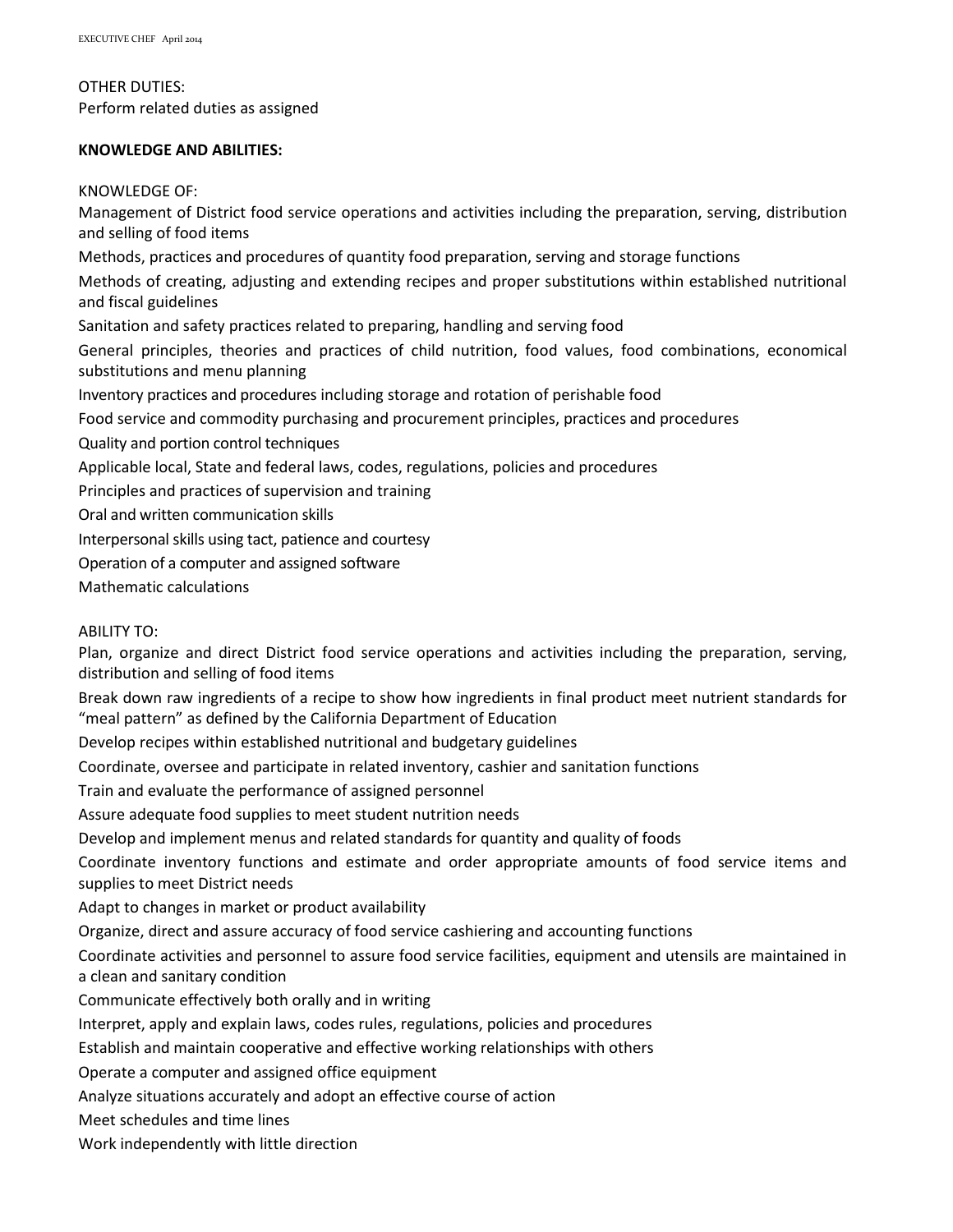OTHER DUTIES:
Perform related duties as assigned

**KNOWLEDGE AND ABILITIES:**

KNOWLEDGE OF:

Management of District food service operations and activities including the preparation, serving, distribution and selling of food items

Methods, practices and procedures of quantity food preparation, serving and storage functions

Methods of creating, adjusting and extending recipes and proper substitutions within established nutritional and fiscal guidelines

Sanitation and safety practices related to preparing, handling and serving food

General principles, theories and practices of child nutrition, food values, food combinations, economical substitutions and menu planning

Inventory practices and procedures including storage and rotation of perishable food

Food service and commodity purchasing and procurement principles, practices and procedures

Quality and portion control techniques

Applicable local, State and federal laws, codes, regulations, policies and procedures

Principles and practices of supervision and training

Oral and written communication skills

Interpersonal skills using tact, patience and courtesy

Operation of a computer and assigned software

Mathematic calculations

ABILITY TO:

Plan, organize and direct District food service operations and activities including the preparation, serving, distribution and selling of food items

Break down raw ingredients of a recipe to show how ingredients in final product meet nutrient standards for "meal pattern" as defined by the California Department of Education

Develop recipes within established nutritional and budgetary guidelines

Coordinate, oversee and participate in related inventory, cashier and sanitation functions

Train and evaluate the performance of assigned personnel

Assure adequate food supplies to meet student nutrition needs

Develop and implement menus and related standards for quantity and quality of foods

Coordinate inventory functions and estimate and order appropriate amounts of food service items and supplies to meet District needs

Adapt to changes in market or product availability

Organize, direct and assure accuracy of food service cashiering and accounting functions

Coordinate activities and personnel to assure food service facilities, equipment and utensils are maintained in a clean and sanitary condition

Communicate effectively both orally and in writing

Interpret, apply and explain laws, codes rules, regulations, policies and procedures

Establish and maintain cooperative and effective working relationships with others

Operate a computer and assigned office equipment

Analyze situations accurately and adopt an effective course of action

Meet schedules and time lines

Work independently with little direction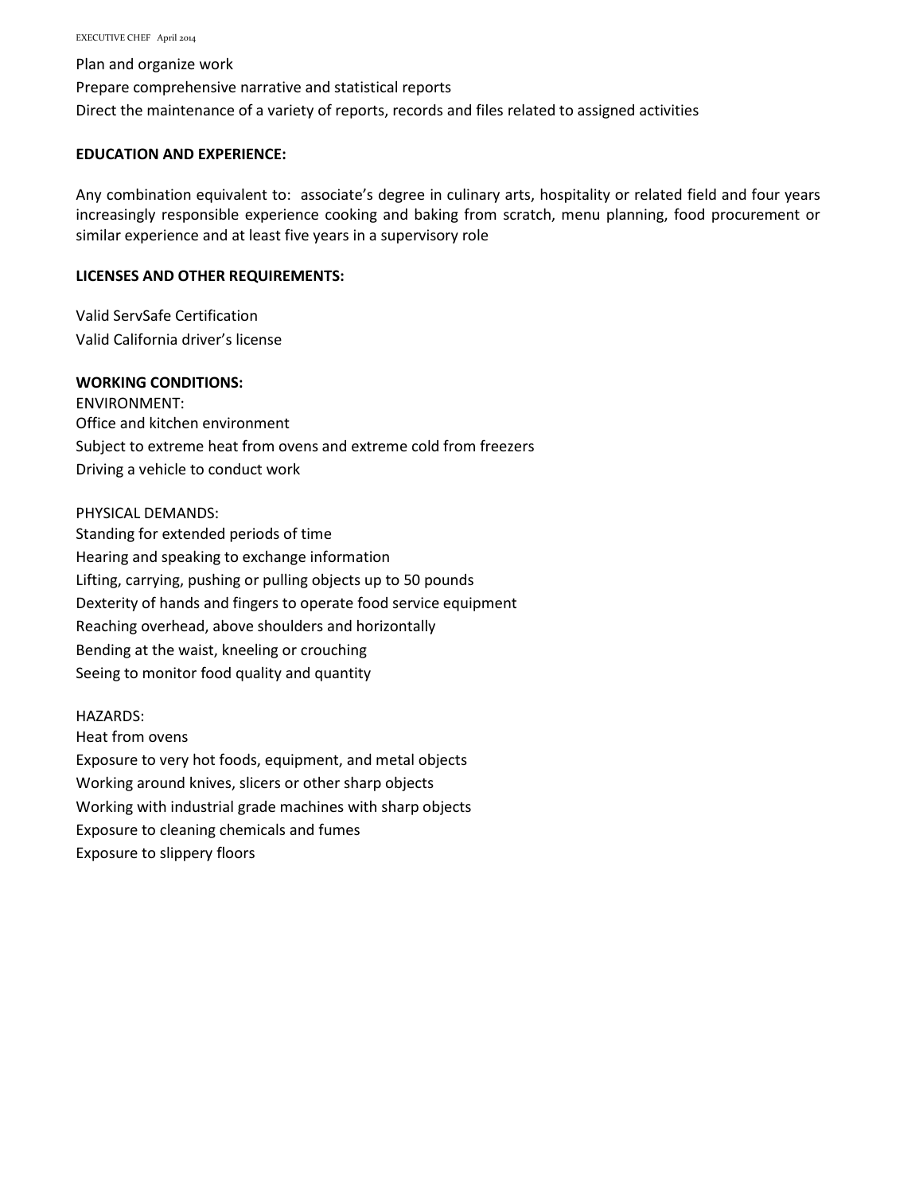Plan and organize work
Prepare comprehensive narrative and statistical reports
Direct the maintenance of a variety of reports, records and files related to assigned activities

**EDUCATION AND EXPERIENCE:**

Any combination equivalent to: associate's degree in culinary arts, hospitality or related field and four years increasingly responsible experience cooking and baking from scratch, menu planning, food procurement or similar experience and at least five years in a supervisory role

**LICENSES AND OTHER REQUIREMENTS:**

Valid ServSafe Certification
Valid California driver's license

**WORKING CONDITIONS:**

ENVIRONMENT:
Office and kitchen environment
Subject to extreme heat from ovens and extreme cold from freezers
Driving a vehicle to conduct work

PHYSICAL DEMANDS:
Standing for extended periods of time
Hearing and speaking to exchange information
Lifting, carrying, pushing or pulling objects up to 50 pounds
Dexterity of hands and fingers to operate food service equipment
Reaching overhead, above shoulders and horizontally
Bending at the waist, kneeling or crouching
Seeing to monitor food quality and quantity

HAZARDS:
Heat from ovens
Exposure to very hot foods, equipment, and metal objects
Working around knives, slicers or other sharp objects
Working with industrial grade machines with sharp objects
Exposure to cleaning chemicals and fumes
Exposure to slippery floors